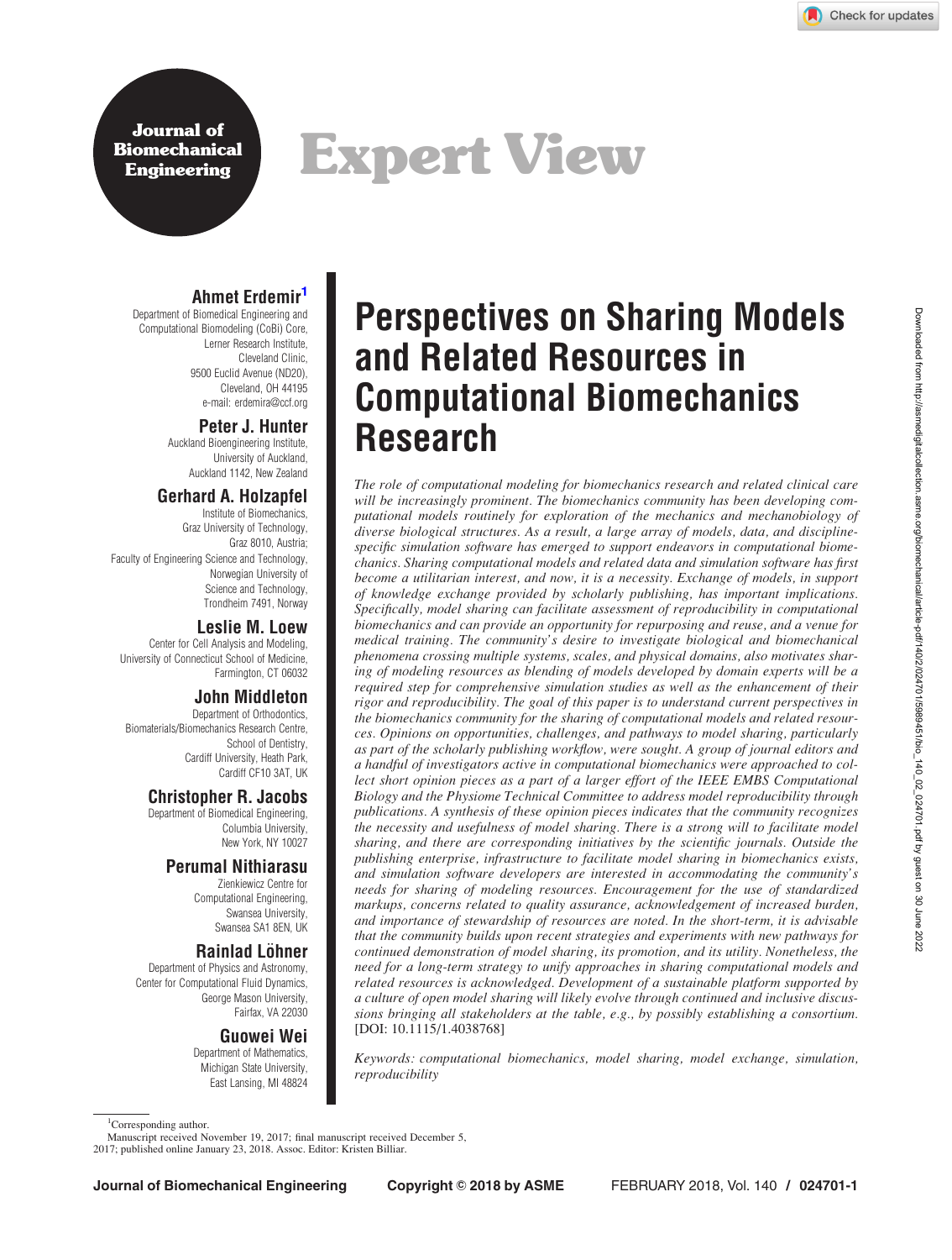Journal of Biomechanical Engineering

Expert View

# Perspectives on Sharing Models and Related Resources in Computational Biomechanics Research

**Ahmet Erdemir**[1]
Department of Biomedical Engineering and Computational Biomodeling (CoBi) Core, Lerner Research Institute, Cleveland Clinic, 9500 Euclid Avenue (ND20), Cleveland, OH 44195
e-mail: erdemira@ccf.org

**Peter J. Hunter**
Auckland Bioengineering Institute, University of Auckland, Auckland 1142, New Zealand

**Gerhard A. Holzapfel**
Institute of Biomechanics, Graz University of Technology, Graz 8010, Austria;
Faculty of Engineering Science and Technology, Norwegian University of Science and Technology, Trondheim 7491, Norway

**Leslie M. Loew**
Center for Cell Analysis and Modeling, University of Connecticut School of Medicine, Farmington, CT 06032

**John Middleton**
Department of Orthodontics, Biomaterials/Biomechanics Research Centre, School of Dentistry, Cardiff University, Heath Park, Cardiff CF10 3AT, UK

**Christopher R. Jacobs**
Department of Biomedical Engineering, Columbia University, New York, NY 10027

**Perumal Nithiarasu**
Zienkiewicz Centre for Computational Engineering, Swansea University, Swansea SA1 8EN, UK

**Rainlad Löhner**
Department of Physics and Astronomy, Center for Computational Fluid Dynamics, George Mason University, Fairfax, VA 22030

**Guowei Wei**
Department of Mathematics, Michigan State University, East Lansing, MI 48824

*The role of computational modeling for biomechanics research and related clinical care will be increasingly prominent. The biomechanics community has been developing computational models routinely for exploration of the mechanics and mechanobiology of diverse biological structures. As a result, a large array of models, data, and discipline-specific simulation software has emerged to support endeavors in computational biomechanics. Sharing computational models and related data and simulation software has first become a utilitarian interest, and now, it is a necessity. Exchange of models, in support of knowledge exchange provided by scholarly publishing, has important implications. Specifically, model sharing can facilitate assessment of reproducibility in computational biomechanics and can provide an opportunity for repurposing and reuse, and a venue for medical training. The community's desire to investigate biological and biomechanical phenomena crossing multiple systems, scales, and physical domains, also motivates sharing of modeling resources as blending of models developed by domain experts will be a required step for comprehensive simulation studies as well as the enhancement of their rigor and reproducibility. The goal of this paper is to understand current perspectives in the biomechanics community for the sharing of computational models and related resources. Opinions on opportunities, challenges, and pathways to model sharing, particularly as part of the scholarly publishing workflow, were sought. A group of journal editors and a handful of investigators active in computational biomechanics were approached to collect short opinion pieces as a part of a larger effort of the IEEE EMBS Computational Biology and the Physiome Technical Committee to address model reproducibility through publications. A synthesis of these opinion pieces indicates that the community recognizes the necessity and usefulness of model sharing. There is a strong will to facilitate model sharing, and there are corresponding initiatives by the scientific journals. Outside the publishing enterprise, infrastructure to facilitate model sharing in biomechanics exists, and simulation software developers are interested in accommodating the community's needs for sharing of modeling resources. Encouragement for the use of standardized markups, concerns related to quality assurance, acknowledgement of increased burden, and importance of stewardship of resources are noted. In the short-term, it is advisable that the community builds upon recent strategies and experiments with new pathways for continued demonstration of model sharing, its promotion, and its utility. Nonetheless, the need for a long-term strategy to unify approaches in sharing computational models and related resources is acknowledged. Development of a sustainable platform supported by a culture of open model sharing will likely evolve through continued and inclusive discussions bringing all stakeholders at the table, e.g., by possibly establishing a consortium.* [DOI: 10.1115/1.4038768]

*Keywords: computational biomechanics, model sharing, model exchange, simulation, reproducibility*

[1]Corresponding author.

Manuscript received November 19, 2017; final manuscript received December 5, 2017; published online January 23, 2018. Assoc. Editor: Kristen Billiar.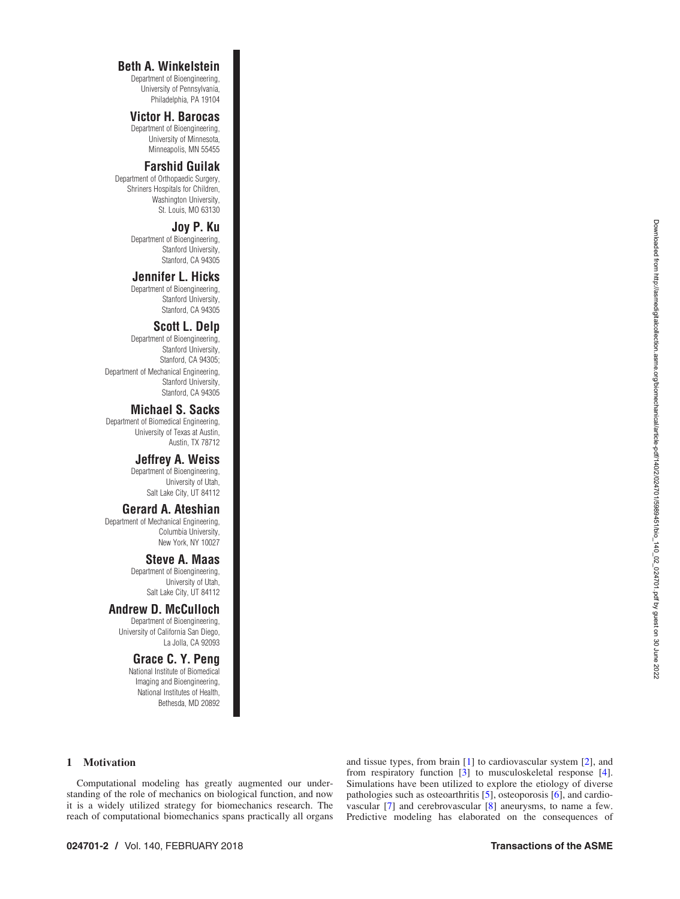**Beth A. Winkelstein**
Department of Bioengineering,
University of Pennsylvania,
Philadelphia, PA 19104

**Victor H. Barocas**
Department of Bioengineering,
University of Minnesota,
Minneapolis, MN 55455

**Farshid Guilak**
Department of Orthopaedic Surgery,
Shriners Hospitals for Children,
Washington University,
St. Louis, MO 63130

**Joy P. Ku**
Department of Bioengineering,
Stanford University,
Stanford, CA 94305

**Jennifer L. Hicks**
Department of Bioengineering,
Stanford University,
Stanford, CA 94305

**Scott L. Delp**
Department of Bioengineering,
Stanford University,
Stanford, CA 94305;
Department of Mechanical Engineering,
Stanford University,
Stanford, CA 94305

**Michael S. Sacks**
Department of Biomedical Engineering,
University of Texas at Austin,
Austin, TX 78712

**Jeffrey A. Weiss**
Department of Bioengineering,
University of Utah,
Salt Lake City, UT 84112

**Gerard A. Ateshian**
Department of Mechanical Engineering,
Columbia University,
New York, NY 10027

**Steve A. Maas**
Department of Bioengineering,
University of Utah,
Salt Lake City, UT 84112

**Andrew D. McCulloch**
Department of Bioengineering,
University of California San Diego,
La Jolla, CA 92093

**Grace C. Y. Peng**
National Institute of Biomedical
Imaging and Bioengineering,
National Institutes of Health,
Bethesda, MD 20892

## 1 Motivation

Computational modeling has greatly augmented our understanding of the role of mechanics on biological function, and now it is a widely utilized strategy for biomechanics research. The reach of computational biomechanics spans practically all organs and tissue types, from brain [1] to cardiovascular system [2], and from respiratory function [3] to musculoskeletal response [4]. Simulations have been utilized to explore the etiology of diverse pathologies such as osteoarthritis [5], osteoporosis [6], and cardiovascular [7] and cerebrovascular [8] aneurysms, to name a few. Predictive modeling has elaborated on the consequences of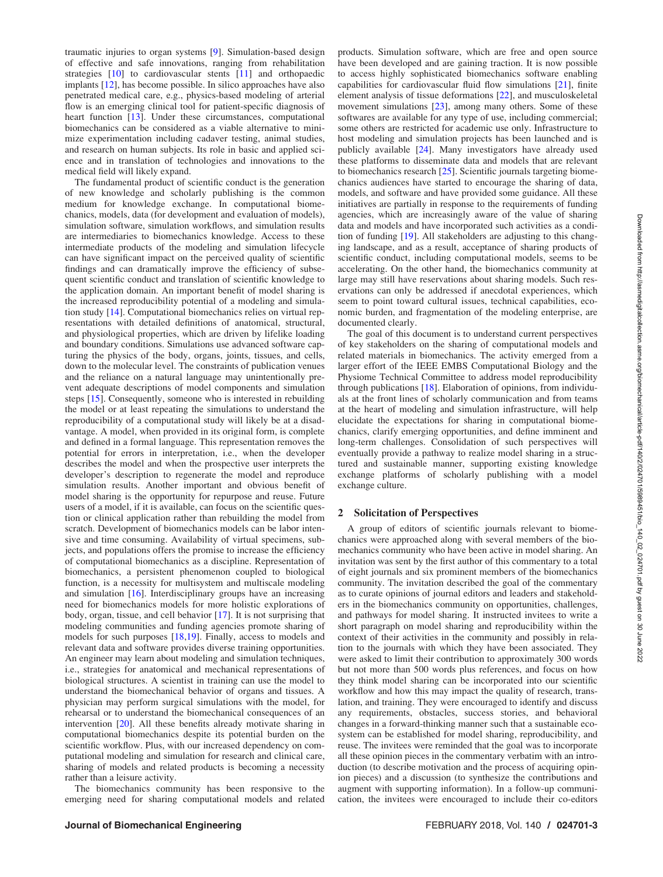traumatic injuries to organ systems [9]. Simulation-based design of effective and safe innovations, ranging from rehabilitation strategies [10] to cardiovascular stents [11] and orthopaedic implants [12], has become possible. In silico approaches have also penetrated medical care, e.g., physics-based modeling of arterial flow is an emerging clinical tool for patient-specific diagnosis of heart function [13]. Under these circumstances, computational biomechanics can be considered as a viable alternative to minimize experimentation including cadaver testing, animal studies, and research on human subjects. Its role in basic and applied science and in translation of technologies and innovations to the medical field will likely expand.

The fundamental product of scientific conduct is the generation of new knowledge and scholarly publishing is the common medium for knowledge exchange. In computational biomechanics, models, data (for development and evaluation of models), simulation software, simulation workflows, and simulation results are intermediaries to biomechanics knowledge. Access to these intermediate products of the modeling and simulation lifecycle can have significant impact on the perceived quality of scientific findings and can dramatically improve the efficiency of subsequent scientific conduct and translation of scientific knowledge to the application domain. An important benefit of model sharing is the increased reproducibility potential of a modeling and simulation study [14]. Computational biomechanics relies on virtual representations with detailed definitions of anatomical, structural, and physiological properties, which are driven by lifelike loading and boundary conditions. Simulations use advanced software capturing the physics of the body, organs, joints, tissues, and cells, down to the molecular level. The constraints of publication venues and the reliance on a natural language may unintentionally prevent adequate descriptions of model components and simulation steps [15]. Consequently, someone who is interested in rebuilding the model or at least repeating the simulations to understand the reproducibility of a computational study will likely be at a disadvantage. A model, when provided in its original form, is complete and defined in a formal language. This representation removes the potential for errors in interpretation, i.e., when the developer describes the model and when the prospective user interprets the developer's description to regenerate the model and reproduce simulation results. Another important and obvious benefit of model sharing is the opportunity for repurpose and reuse. Future users of a model, if it is available, can focus on the scientific question or clinical application rather than rebuilding the model from scratch. Development of biomechanics models can be labor intensive and time consuming. Availability of virtual specimens, subjects, and populations offers the promise to increase the efficiency of computational biomechanics as a discipline. Representation of biomechanics, a persistent phenomenon coupled to biological function, is a necessity for multisystem and multiscale modeling and simulation [16]. Interdisciplinary groups have an increasing need for biomechanics models for more holistic explorations of body, organ, tissue, and cell behavior [17]. It is not surprising that modeling communities and funding agencies promote sharing of models for such purposes [18,19]. Finally, access to models and relevant data and software provides diverse training opportunities. An engineer may learn about modeling and simulation techniques, i.e., strategies for anatomical and mechanical representations of biological structures. A scientist in training can use the model to understand the biomechanical behavior of organs and tissues. A physician may perform surgical simulations with the model, for rehearsal or to understand the biomechanical consequences of an intervention [20]. All these benefits already motivate sharing in computational biomechanics despite its potential burden on the scientific workflow. Plus, with our increased dependency on computational modeling and simulation for research and clinical care, sharing of models and related products is becoming a necessity rather than a leisure activity.

The biomechanics community has been responsive to the emerging need for sharing computational models and related products. Simulation software, which are free and open source have been developed and are gaining traction. It is now possible to access highly sophisticated biomechanics software enabling capabilities for cardiovascular fluid flow simulations [21], finite element analysis of tissue deformations [22], and musculoskeletal movement simulations [23], among many others. Some of these softwares are available for any type of use, including commercial; some others are restricted for academic use only. Infrastructure to host modeling and simulation projects has been launched and is publicly available [24]. Many investigators have already used these platforms to disseminate data and models that are relevant to biomechanics research [25]. Scientific journals targeting biomechanics audiences have started to encourage the sharing of data, models, and software and have provided some guidance. All these initiatives are partially in response to the requirements of funding agencies, which are increasingly aware of the value of sharing data and models and have incorporated such activities as a condition of funding [19]. All stakeholders are adjusting to this changing landscape, and as a result, acceptance of sharing products of scientific conduct, including computational models, seems to be accelerating. On the other hand, the biomechanics community at large may still have reservations about sharing models. Such reservations can only be addressed if anecdotal experiences, which seem to point toward cultural issues, technical capabilities, economic burden, and fragmentation of the modeling enterprise, are documented clearly.

The goal of this document is to understand current perspectives of key stakeholders on the sharing of computational models and related materials in biomechanics. The activity emerged from a larger effort of the IEEE EMBS Computational Biology and the Physiome Technical Committee to address model reproducibility through publications [18]. Elaboration of opinions, from individuals at the front lines of scholarly communication and from teams at the heart of modeling and simulation infrastructure, will help elucidate the expectations for sharing in computational biomechanics, clarify emerging opportunities, and define imminent and long-term challenges. Consolidation of such perspectives will eventually provide a pathway to realize model sharing in a structured and sustainable manner, supporting existing knowledge exchange platforms of scholarly publishing with a model exchange culture.

## 2 Solicitation of Perspectives

A group of editors of scientific journals relevant to biomechanics were approached along with several members of the biomechanics community who have been active in model sharing. An invitation was sent by the first author of this commentary to a total of eight journals and six prominent members of the biomechanics community. The invitation described the goal of the commentary as to curate opinions of journal editors and leaders and stakeholders in the biomechanics community on opportunities, challenges, and pathways for model sharing. It instructed invitees to write a short paragraph on model sharing and reproducibility within the context of their activities in the community and possibly in relation to the journals with which they have been associated. They were asked to limit their contribution to approximately 300 words but not more than 500 words plus references, and focus on how they think model sharing can be incorporated into our scientific workflow and how this may impact the quality of research, translation, and training. They were encouraged to identify and discuss any requirements, obstacles, success stories, and behavioral changes in a forward-thinking manner such that a sustainable ecosystem can be established for model sharing, reproducibility, and reuse. The invitees were reminded that the goal was to incorporate all these opinion pieces in the commentary verbatim with an introduction (to describe motivation and the process of acquiring opinion pieces) and a discussion (to synthesize the contributions and augment with supporting information). In a follow-up communication, the invitees were encouraged to include their co-editors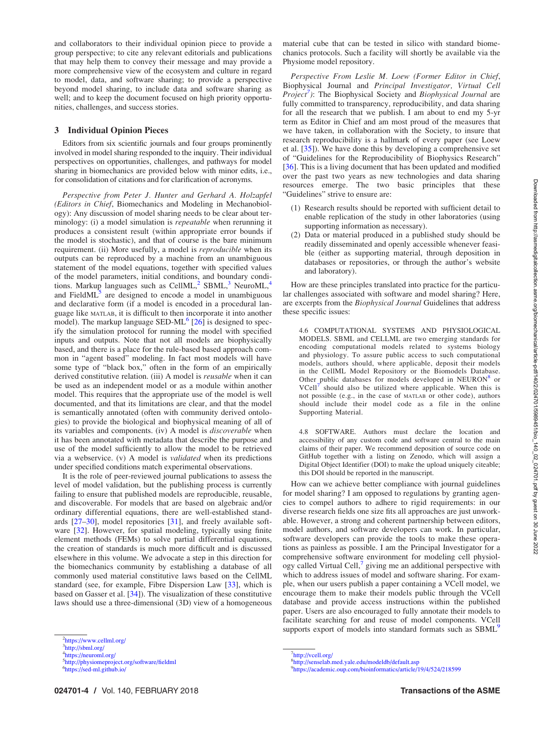and collaborators to their individual opinion piece to provide a group perspective; to cite any relevant editorials and publications that may help them to convey their message and may provide a more comprehensive view of the ecosystem and culture in regard to model, data, and software sharing; to provide a perspective beyond model sharing, to include data and software sharing as well; and to keep the document focused on high priority opportunities, challenges, and success stories.

## 3 Individual Opinion Pieces

Editors from six scientific journals and four groups prominently involved in model sharing responded to the inquiry. Their individual perspectives on opportunities, challenges, and pathways for model sharing in biomechanics are provided below with minor edits, i.e., for consolidation of citations and for clarification of acronyms.

*Perspective from Peter J. Hunter and Gerhard A. Holzapfel (Editors in Chief,* Biomechanics and Modeling in Mechanobiology*)*: Any discussion of model sharing needs to be clear about terminology: (i) a model simulation is *repeatable* when rerunning it produces a consistent result (within appropriate error bounds if the model is stochastic), and that of course is the bare minimum requirement. (ii) More usefully, a model is *reproducible* when its outputs can be reproduced by a machine from an unambiguous statement of the model equations, together with specified values of the model parameters, initial conditions, and boundary conditions. Markup languages such as CellML,[2] SBML,[3] NeuroML,[4] and FieldML[5] are designed to encode a model in unambiguous and declarative form (if a model is encoded in a procedural language like MATLAB, it is difficult to then incorporate it into another model). The markup language SED-ML[6] [26] is designed to specify the simulation protocol for running the model with specified inputs and outputs. Note that not all models are biophysically based, and there is a place for the rule-based based approach common in "agent based" modeling. In fact most models will have some type of "black box," often in the form of an empirically derived constitutive relation. (iii) A model is *reusable* when it can be used as an independent model or as a module within another model. This requires that the appropriate use of the model is well documented, and that its limitations are clear, and that the model is semantically annotated (often with community derived ontologies) to provide the biological and biophysical meaning of all of its variables and components. (iv) A model is *discoverable* when it has been annotated with metadata that describe the purpose and use of the model sufficiently to allow the model to be retrieved via a webservice. (v) A model is *validated* when its predictions under specified conditions match experimental observations.

It is the role of peer-reviewed journal publications to assess the level of model validation, but the publishing process is currently failing to ensure that published models are reproducible, reusable, and discoverable. For models that are based on algebraic and/or ordinary differential equations, there are well-established standards [27–30], model repositories [31], and freely available software [32]. However, for spatial modeling, typically using finite element methods (FEMs) to solve partial differential equations, the creation of standards is much more difficult and is discussed elsewhere in this volume. We advocate a step in this direction for the biomechanics community by establishing a database of all commonly used material constitutive laws based on the CellML standard (see, for example, Fibre Dispersion Law [33], which is based on Gasser et al. [34]). The visualization of these constitutive laws should use a three-dimensional (3D) view of a homogeneous material cube that can be tested in silico with standard biomechanics protocols. Such a facility will shortly be available via the Physiome model repository.

*Perspective From Leslie M. Loew (Former Editor in Chief,* Biophysical Journal *and Principal Investigator, Virtual Cell Project[7])*: The Biophysical Society and *Biophysical Journal* are fully committed to transparency, reproducibility, and data sharing for all the research that we publish. I am about to end my 5-yr term as Editor in Chief and am most proud of the measures that we have taken, in collaboration with the Society, to insure that research reproducibility is a hallmark of every paper (see Loew et al. [35]). We have done this by developing a comprehensive set of "Guidelines for the Reproducibility of Biophysics Research" [36]. This is a living document that has been updated and modified over the past two years as new technologies and data sharing resources emerge. The two basic principles that these "Guidelines" strive to ensure are:

1. Research results should be reported with sufficient detail to enable replication of the study in other laboratories (using supporting information as necessary).
2. Data or material produced in a published study should be readily disseminated and openly accessible whenever feasible (either as supporting material, through deposition in databases or repositories, or through the author's website and laboratory).

How are these principles translated into practice for the particular challenges associated with software and model sharing? Here, are excerpts from the *Biophysical Journal* Guidelines that address these specific issues:

> 4.6 COMPUTATIONAL SYSTEMS AND PHYSIOLOGICAL MODELS. SBML and CELLML are two emerging standards for encoding computational models related to systems biology and physiology. To assure public access to such computational models, authors should, where applicable, deposit their models in the CellML Model Repository or the Biomodels Database. Other public databases for models developed in NEURON[8] or VCell[7] should also be utilized where applicable. When this is not possible (e.g., in the case of MATLAB or other code), authors should include their model code as a file in the online Supporting Material.

> 4.8 SOFTWARE. Authors must declare the location and accessibility of any custom code and software central to the main claims of their paper. We recommend deposition of source code on GitHub together with a listing on Zenodo, which will assign a Digital Object Identifier (DOI) to make the upload uniquely citeable; this DOI should be reported in the manuscript.

How can we achieve better compliance with journal guidelines for model sharing? I am opposed to regulations by granting agencies to compel authors to adhere to rigid requirements: in our diverse research fields one size fits all approaches are just unworkable. However, a strong and coherent partnership between editors, model authors, and software developers can work. In particular, software developers can provide the tools to make these operations as painless as possible. I am the Principal Investigator for a comprehensive software environment for modeling cell physiology called Virtual Cell,[7] giving me an additional perspective with which to address issues of model and software sharing. For example, when our users publish a paper containing a VCell model, we encourage them to make their models public through the VCell database and provide access instructions within the published paper. Users are also encouraged to fully annotate their models to facilitate searching for and reuse of model components. VCell supports export of models into standard formats such as SBML[9]

[2] https://www.cellml.org/
[3] http://sbml.org/
[4] https://neuroml.org/
[5] http://physiomeproject.org/software/fieldml
[6] https://sed-ml.github.io/
[7] http://vcell.org/
[8] http://senselab.med.yale.edu/modeldb/default.asp
[9] https://academic.oup.com/bioinformatics/article/19/4/524/218599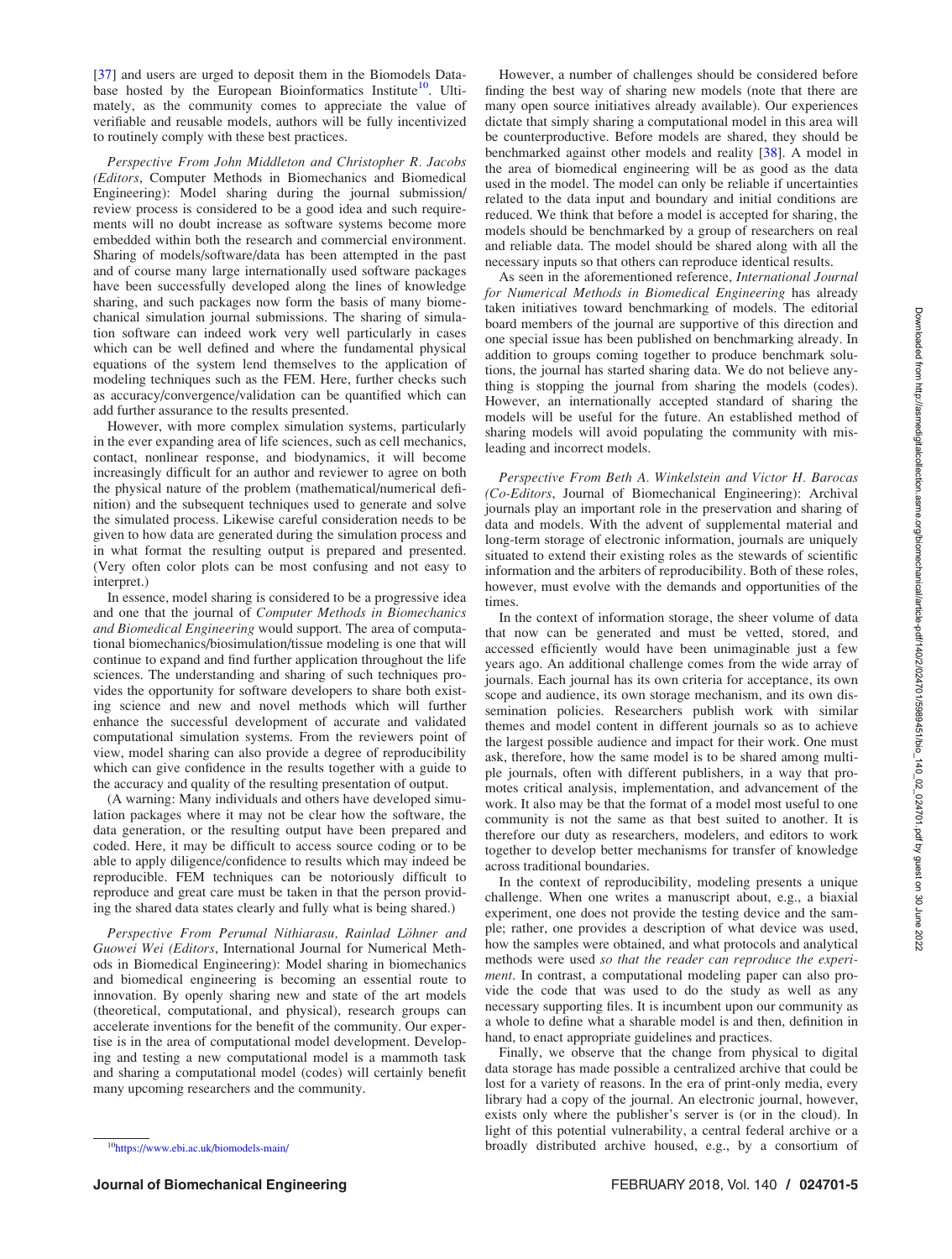[37] and users are urged to deposit them in the Biomodels Database hosted by the European Bioinformatics Institute[10]. Ultimately, as the community comes to appreciate the value of verifiable and reusable models, authors will be fully incentivized to routinely comply with these best practices.

*Perspective From John Middleton and Christopher R. Jacobs (Editors*, Computer Methods in Biomechanics and Biomedical Engineering): Model sharing during the journal submission/review process is considered to be a good idea and such requirements will no doubt increase as software systems become more embedded within both the research and commercial environment. Sharing of models/software/data has been attempted in the past and of course many large internationally used software packages have been successfully developed along the lines of knowledge sharing, and such packages now form the basis of many biomechanical simulation journal submissions. The sharing of simulation software can indeed work very well particularly in cases which can be well defined and where the fundamental physical equations of the system lend themselves to the application of modeling techniques such as the FEM. Here, further checks such as accuracy/convergence/validation can be quantified which can add further assurance to the results presented.

However, with more complex simulation systems, particularly in the ever expanding area of life sciences, such as cell mechanics, contact, nonlinear response, and biodynamics, it will become increasingly difficult for an author and reviewer to agree on both the physical nature of the problem (mathematical/numerical definition) and the subsequent techniques used to generate and solve the simulated process. Likewise careful consideration needs to be given to how data are generated during the simulation process and in what format the resulting output is prepared and presented. (Very often color plots can be most confusing and not easy to interpret.)

In essence, model sharing is considered to be a progressive idea and one that the journal of *Computer Methods in Biomechanics and Biomedical Engineering* would support. The area of computational biomechanics/biosimulation/tissue modeling is one that will continue to expand and find further application throughout the life sciences. The understanding and sharing of such techniques provides the opportunity for software developers to share both existing science and new and novel methods which will further enhance the successful development of accurate and validated computational simulation systems. From the reviewers point of view, model sharing can also provide a degree of reproducibility which can give confidence in the results together with a guide to the accuracy and quality of the resulting presentation of output.

(A warning: Many individuals and others have developed simulation packages where it may not be clear how the software, the data generation, or the resulting output have been prepared and coded. Here, it may be difficult to access source coding or to be able to apply diligence/confidence to results which may indeed be reproducible. FEM techniques can be notoriously difficult to reproduce and great care must be taken in that the person providing the shared data states clearly and fully what is being shared.)

*Perspective From Perumal Nithiarasu, Rainlad Löhner and Guowei Wei (Editors*, International Journal for Numerical Methods in Biomedical Engineering): Model sharing in biomechanics and biomedical engineering is becoming an essential route to innovation. By openly sharing new and state of the art models (theoretical, computational, and physical), research groups can accelerate inventions for the benefit of the community. Our expertise is in the area of computational model development. Developing and testing a new computational model is a mammoth task and sharing a computational model (codes) will certainly benefit many upcoming researchers and the community.

However, a number of challenges should be considered before finding the best way of sharing new models (note that there are many open source initiatives already available). Our experiences dictate that simply sharing a computational model in this area will be counterproductive. Before models are shared, they should be benchmarked against other models and reality [38]. A model in the area of biomedical engineering will be as good as the data used in the model. The model can only be reliable if uncertainties related to the data input and boundary and initial conditions are reduced. We think that before a model is accepted for sharing, the models should be benchmarked by a group of researchers on real and reliable data. The model should be shared along with all the necessary inputs so that others can reproduce identical results.

As seen in the aforementioned reference, *International Journal for Numerical Methods in Biomedical Engineering* has already taken initiatives toward benchmarking of models. The editorial board members of the journal are supportive of this direction and one special issue has been published on benchmarking already. In addition to groups coming together to produce benchmark solutions, the journal has started sharing data. We do not believe anything is stopping the journal from sharing the models (codes). However, an internationally accepted standard of sharing the models will be useful for the future. An established method of sharing models will avoid populating the community with misleading and incorrect models.

*Perspective From Beth A. Winkelstein and Victor H. Barocas (Co-Editors*, Journal of Biomechanical Engineering): Archival journals play an important role in the preservation and sharing of data and models. With the advent of supplemental material and long-term storage of electronic information, journals are uniquely situated to extend their existing roles as the stewards of scientific information and the arbiters of reproducibility. Both of these roles, however, must evolve with the demands and opportunities of the times.

In the context of information storage, the sheer volume of data that now can be generated and must be vetted, stored, and accessed efficiently would have been unimaginable just a few years ago. An additional challenge comes from the wide array of journals. Each journal has its own criteria for acceptance, its own scope and audience, its own storage mechanism, and its own dissemination policies. Researchers publish work with similar themes and model content in different journals so as to achieve the largest possible audience and impact for their work. One must ask, therefore, how the same model is to be shared among multiple journals, often with different publishers, in a way that promotes critical analysis, implementation, and advancement of the work. It also may be that the format of a model most useful to one community is not the same as that best suited to another. It is therefore our duty as researchers, modelers, and editors to work together to develop better mechanisms for transfer of knowledge across traditional boundaries.

In the context of reproducibility, modeling presents a unique challenge. When one writes a manuscript about, e.g., a biaxial experiment, one does not provide the testing device and the sample; rather, one provides a description of what device was used, how the samples were obtained, and what protocols and analytical methods were used *so that the reader can reproduce the experiment*. In contrast, a computational modeling paper can also provide the code that was used to do the study as well as any necessary supporting files. It is incumbent upon our community as a whole to define what a sharable model is and then, definition in hand, to enact appropriate guidelines and requirements.

Finally, we observe that the change from physical to digital data storage has made possible a centralized archive that could be lost for a variety of reasons. In the era of print-only media, every library had a copy of the journal. An electronic journal, however, exists only where the publisher's server is (or in the cloud). In light of this potential vulnerability, a central federal archive or a broadly distributed archive housed, e.g., by a consortium of

[10] https://www.ebi.ac.uk/biomodels-main/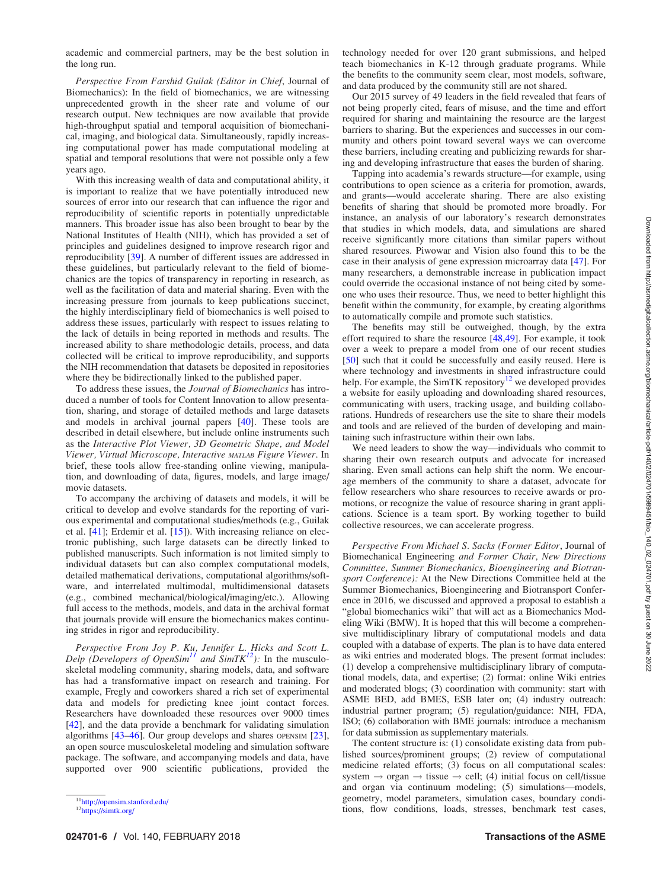academic and commercial partners, may be the best solution in the long run.

*Perspective From Farshid Guilak (Editor in Chief*, Journal of Biomechanics): In the field of biomechanics, we are witnessing unprecedented growth in the sheer rate and volume of our research output. New techniques are now available that provide high-throughput spatial and temporal acquisition of biomechanical, imaging, and biological data. Simultaneously, rapidly increasing computational power has made computational modeling at spatial and temporal resolutions that were not possible only a few years ago.

With this increasing wealth of data and computational ability, it is important to realize that we have potentially introduced new sources of error into our research that can influence the rigor and reproducibility of scientific reports in potentially unpredictable manners. This broader issue has also been brought to bear by the National Institutes of Health (NIH), which has provided a set of principles and guidelines designed to improve research rigor and reproducibility [39]. A number of different issues are addressed in these guidelines, but particularly relevant to the field of biomechanics are the topics of transparency in reporting in research, as well as the facilitation of data and material sharing. Even with the increasing pressure from journals to keep publications succinct, the highly interdisciplinary field of biomechanics is well poised to address these issues, particularly with respect to issues relating to the lack of details in being reported in methods and results. The increased ability to share methodologic details, process, and data collected will be critical to improve reproducibility, and supports the NIH recommendation that datasets be deposited in repositories where they be bidirectionally linked to the published paper.

To address these issues, the *Journal of Biomechanics* has introduced a number of tools for Content Innovation to allow presentation, sharing, and storage of detailed methods and large datasets and models in archival journal papers [40]. These tools are described in detail elsewhere, but include online instruments such as the *Interactive Plot Viewer, 3D Geometric Shape, and Model Viewer, Virtual Microscope, Interactive MATLAB Figure Viewer*. In brief, these tools allow free-standing online viewing, manipulation, and downloading of data, figures, models, and large image/movie datasets.

To accompany the archiving of datasets and models, it will be critical to develop and evolve standards for the reporting of various experimental and computational studies/methods (e.g., Guilak et al. [41]; Erdemir et al. [15]). With increasing reliance on electronic publishing, such large datasets can be directly linked to published manuscripts. Such information is not limited simply to individual datasets but can also complex computational models, detailed mathematical derivations, computational algorithms/software, and interrelated multimodal, multidimensional datasets (e.g., combined mechanical/biological/imaging/etc.). Allowing full access to the methods, models, and data in the archival format that journals provide will ensure the biomechanics makes continuing strides in rigor and reproducibility.

*Perspective From Joy P. Ku, Jennifer L. Hicks and Scott L. Delp (Developers of OpenSim*[11] *and SimTK*[12]*):* In the musculoskeletal modeling community, sharing models, data, and software has had a transformative impact on research and training. For example, Fregly and coworkers shared a rich set of experimental data and models for predicting knee joint contact forces. Researchers have downloaded these resources over 9000 times [42], and the data provide a benchmark for validating simulation algorithms [43–46]. Our group develops and shares OPENSIM [23], an open source musculoskeletal modeling and simulation software package. The software, and accompanying models and data, have supported over 900 scientific publications, provided the technology needed for over 120 grant submissions, and helped teach biomechanics in K-12 through graduate programs. While the benefits to the community seem clear, most models, software, and data produced by the community still are not shared.

Our 2015 survey of 49 leaders in the field revealed that fears of not being properly cited, fears of misuse, and the time and effort required for sharing and maintaining the resource are the largest barriers to sharing. But the experiences and successes in our community and others point toward several ways we can overcome these barriers, including creating and publicizing rewards for sharing and developing infrastructure that eases the burden of sharing.

Tapping into academia's rewards structure—for example, using contributions to open science as a criteria for promotion, awards, and grants—would accelerate sharing. There are also existing benefits of sharing that should be promoted more broadly. For instance, an analysis of our laboratory's research demonstrates that studies in which models, data, and simulations are shared receive significantly more citations than similar papers without shared resources. Piwowar and Vision also found this to be the case in their analysis of gene expression microarray data [47]. For many researchers, a demonstrable increase in publication impact could override the occasional instance of not being cited by someone who uses their resource. Thus, we need to better highlight this benefit within the community, for example, by creating algorithms to automatically compile and promote such statistics.

The benefits may still be outweighed, though, by the extra effort required to share the resource [48,49]. For example, it took over a week to prepare a model from one of our recent studies [50] such that it could be successfully and easily reused. Here is where technology and investments in shared infrastructure could help. For example, the SimTK repository[12] we developed provides a website for easily uploading and downloading shared resources, communicating with users, tracking usage, and building collaborations. Hundreds of researchers use the site to share their models and tools and are relieved of the burden of developing and maintaining such infrastructure within their own labs.

We need leaders to show the way—individuals who commit to sharing their own research outputs and advocate for increased sharing. Even small actions can help shift the norm. We encourage members of the community to share a dataset, advocate for fellow researchers who share resources to receive awards or promotions, or recognize the value of resource sharing in grant applications. Science is a team sport. By working together to build collective resources, we can accelerate progress.

*Perspective From Michael S. Sacks (Former Editor*, Journal of Biomechanical Engineering *and Former Chair, New Directions Committee, Summer Biomechanics, Bioengineering and Biotransport Conference):* At the New Directions Committee held at the Summer Biomechanics, Bioengineering and Biotransport Conference in 2016, we discussed and approved a proposal to establish a "global biomechanics wiki" that will act as a Biomechanics Modeling Wiki (BMW). It is hoped that this will become a comprehensive multidisciplinary library of computational models and data coupled with a database of experts. The plan is to have data entered as wiki entries and moderated blogs. The present format includes: (1) develop a comprehensive multidisciplinary library of computational models, data, and expertise; (2) format: online Wiki entries and moderated blogs; (3) coordination with community: start with ASME BED, add BMES, ESB later on; (4) industry outreach: industrial partner program; (5) regulation/guidance: NIH, FDA, ISO; (6) collaboration with BME journals: introduce a mechanism for data submission as supplementary materials.

The content structure is: (1) consolidate existing data from published sources/prominent groups; (2) review of computational medicine related efforts; (3) focus on all computational scales: system → organ → tissue → cell; (4) initial focus on cell/tissue and organ via continuum modeling; (5) simulations—models, geometry, model parameters, simulation cases, boundary conditions, flow conditions, loads, stresses, benchmark test cases,

[11] http://opensim.stanford.edu/

[12] https://simtk.org/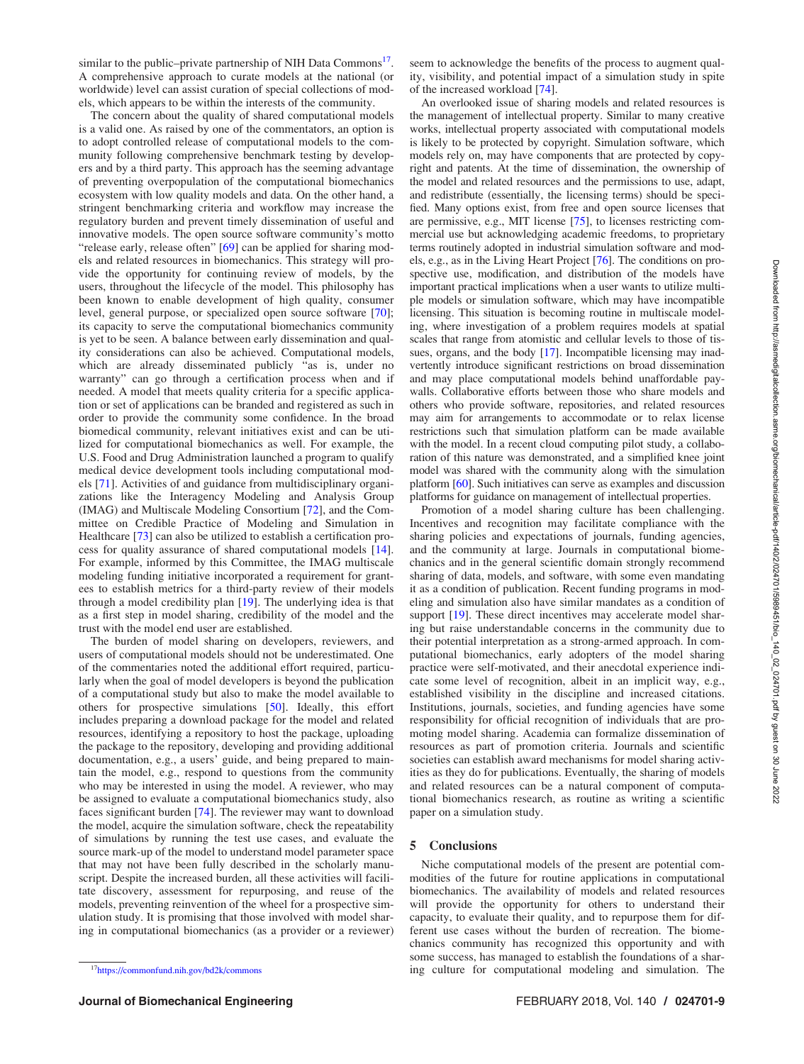similar to the public–private partnership of NIH Data Commons[17]. A comprehensive approach to curate models at the national (or worldwide) level can assist curation of special collections of models, which appears to be within the interests of the community.

The concern about the quality of shared computational models is a valid one. As raised by one of the commentators, an option is to adopt controlled release of computational models to the community following comprehensive benchmark testing by developers and by a third party. This approach has the seeming advantage of preventing overpopulation of the computational biomechanics ecosystem with low quality models and data. On the other hand, a stringent benchmarking criteria and workflow may increase the regulatory burden and prevent timely dissemination of useful and innovative models. The open source software community's motto "release early, release often" [69] can be applied for sharing models and related resources in biomechanics. This strategy will provide the opportunity for continuing review of models, by the users, throughout the lifecycle of the model. This philosophy has been known to enable development of high quality, consumer level, general purpose, or specialized open source software [70]; its capacity to serve the computational biomechanics community is yet to be seen. A balance between early dissemination and quality considerations can also be achieved. Computational models, which are already disseminated publicly "as is, under no warranty" can go through a certification process when and if needed. A model that meets quality criteria for a specific application or set of applications can be branded and registered as such in order to provide the community some confidence. In the broad biomedical community, relevant initiatives exist and can be utilized for computational biomechanics as well. For example, the U.S. Food and Drug Administration launched a program to qualify medical device development tools including computational models [71]. Activities of and guidance from multidisciplinary organizations like the Interagency Modeling and Analysis Group (IMAG) and Multiscale Modeling Consortium [72], and the Committee on Credible Practice of Modeling and Simulation in Healthcare [73] can also be utilized to establish a certification process for quality assurance of shared computational models [14]. For example, informed by this Committee, the IMAG multiscale modeling funding initiative incorporated a requirement for grantees to establish metrics for a third-party review of their models through a model credibility plan [19]. The underlying idea is that as a first step in model sharing, credibility of the model and the trust with the model end user are established.

The burden of model sharing on developers, reviewers, and users of computational models should not be underestimated. One of the commentaries noted the additional effort required, particularly when the goal of model developers is beyond the publication of a computational study but also to make the model available to others for prospective simulations [50]. Ideally, this effort includes preparing a download package for the model and related resources, identifying a repository to host the package, uploading the package to the repository, developing and providing additional documentation, e.g., a users' guide, and being prepared to maintain the model, e.g., respond to questions from the community who may be interested in using the model. A reviewer, who may be assigned to evaluate a computational biomechanics study, also faces significant burden [74]. The reviewer may want to download the model, acquire the simulation software, check the repeatability of simulations by running the test use cases, and evaluate the source mark-up of the model to understand model parameter space that may not have been fully described in the scholarly manuscript. Despite the increased burden, all these activities will facilitate discovery, assessment for repurposing, and reuse of the models, preventing reinvention of the wheel for a prospective simulation study. It is promising that those involved with model sharing in computational biomechanics (as a provider or a reviewer) seem to acknowledge the benefits of the process to augment quality, visibility, and potential impact of a simulation study in spite of the increased workload [74].

An overlooked issue of sharing models and related resources is the management of intellectual property. Similar to many creative works, intellectual property associated with computational models is likely to be protected by copyright. Simulation software, which models rely on, may have components that are protected by copyright and patents. At the time of dissemination, the ownership of the model and related resources and the permissions to use, adapt, and redistribute (essentially, the licensing terms) should be specified. Many options exist, from free and open source licenses that are permissive, e.g., MIT license [75], to licenses restricting commercial use but acknowledging academic freedoms, to proprietary terms routinely adopted in industrial simulation software and models, e.g., as in the Living Heart Project [76]. The conditions on prospective use, modification, and distribution of the models have important practical implications when a user wants to utilize multiple models or simulation software, which may have incompatible licensing. This situation is becoming routine in multiscale modeling, where investigation of a problem requires models at spatial scales that range from atomistic and cellular levels to those of tissues, organs, and the body [17]. Incompatible licensing may inadvertently introduce significant restrictions on broad dissemination and may place computational models behind unaffordable paywalls. Collaborative efforts between those who share models and others who provide software, repositories, and related resources may aim for arrangements to accommodate or to relax license restrictions such that simulation platform can be made available with the model. In a recent cloud computing pilot study, a collaboration of this nature was demonstrated, and a simplified knee joint model was shared with the community along with the simulation platform [60]. Such initiatives can serve as examples and discussion platforms for guidance on management of intellectual properties.

Promotion of a model sharing culture has been challenging. Incentives and recognition may facilitate compliance with the sharing policies and expectations of journals, funding agencies, and the community at large. Journals in computational biomechanics and in the general scientific domain strongly recommend sharing of data, models, and software, with some even mandating it as a condition of publication. Recent funding programs in modeling and simulation also have similar mandates as a condition of support [19]. These direct incentives may accelerate model sharing but raise understandable concerns in the community due to their potential interpretation as a strong-armed approach. In computational biomechanics, early adopters of the model sharing practice were self-motivated, and their anecdotal experience indicate some level of recognition, albeit in an implicit way, e.g., established visibility in the discipline and increased citations. Institutions, journals, societies, and funding agencies have some responsibility for official recognition of individuals that are promoting model sharing. Academia can formalize dissemination of resources as part of promotion criteria. Journals and scientific societies can establish award mechanisms for model sharing activities as they do for publications. Eventually, the sharing of models and related resources can be a natural component of computational biomechanics research, as routine as writing a scientific paper on a simulation study.

## 5 Conclusions

Niche computational models of the present are potential commodities of the future for routine applications in computational biomechanics. The availability of models and related resources will provide the opportunity for others to understand their capacity, to evaluate their quality, and to repurpose them for different use cases without the burden of recreation. The biomechanics community has recognized this opportunity and with some success, has managed to establish the foundations of a sharing culture for computational modeling and simulation. The

[17] https://commonfund.nih.gov/bd2k/commons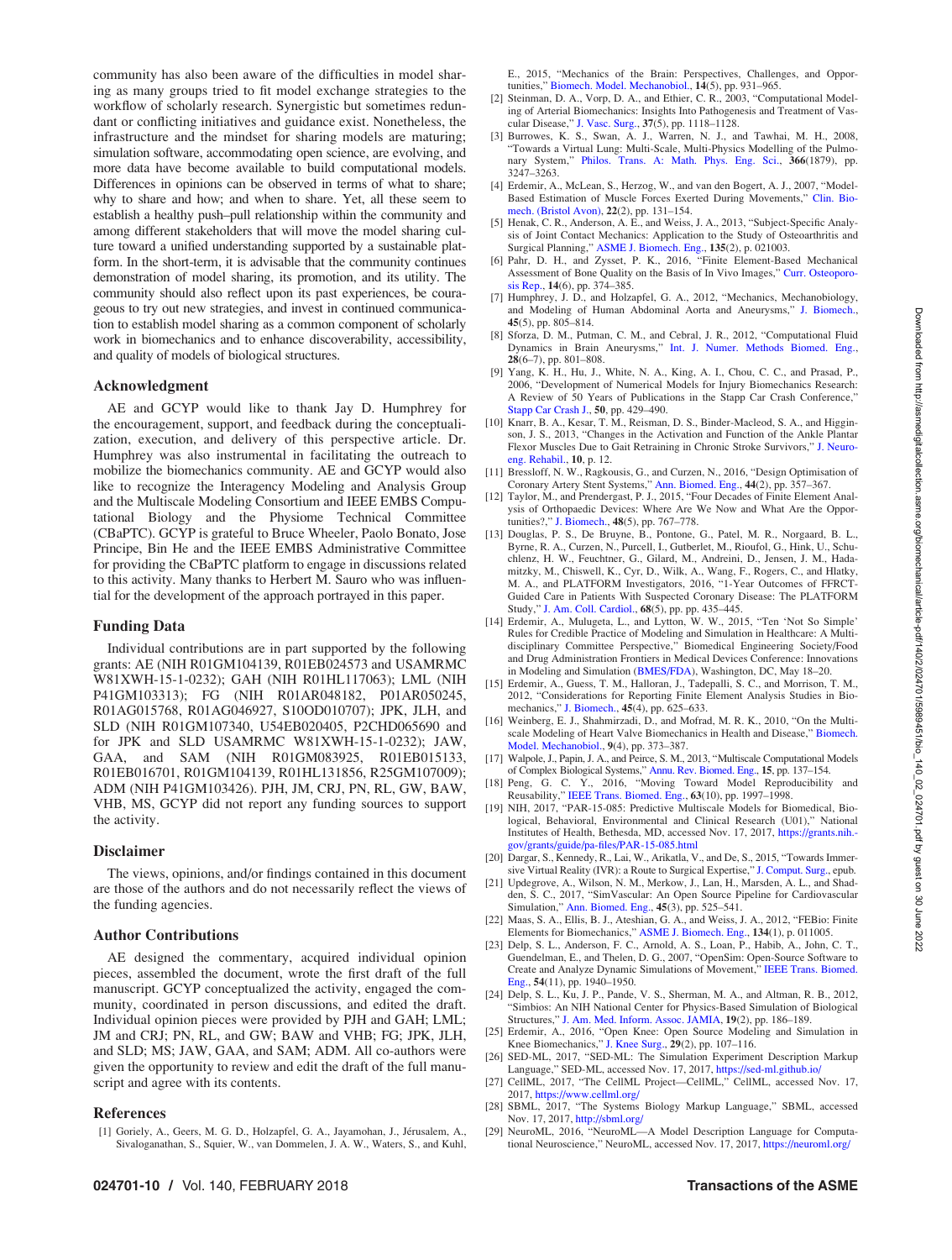community has also been aware of the difficulties in model sharing as many groups tried to fit model exchange strategies to the workflow of scholarly research. Synergistic but sometimes redundant or conflicting initiatives and guidance exist. Nonetheless, the infrastructure and the mindset for sharing models are maturing; simulation software, accommodating open science, are evolving, and more data have become available to build computational models. Differences in opinions can be observed in terms of what to share; why to share and how; and when to share. Yet, all these seem to establish a healthy push–pull relationship within the community and among different stakeholders that will move the model sharing culture toward a unified understanding supported by a sustainable platform. In the short-term, it is advisable that the community continues demonstration of model sharing, its promotion, and its utility. The community should also reflect upon its past experiences, be courageous to try out new strategies, and invest in continued communication to establish model sharing as a common component of scholarly work in biomechanics and to enhance discoverability, accessibility, and quality of models of biological structures.

## Acknowledgment

AE and GCYP would like to thank Jay D. Humphrey for the encouragement, support, and feedback during the conceptualization, execution, and delivery of this perspective article. Dr. Humphrey was also instrumental in facilitating the outreach to mobilize the biomechanics community. AE and GCYP would also like to recognize the Interagency Modeling and Analysis Group and the Multiscale Modeling Consortium and IEEE EMBS Computational Biology and the Physiome Technical Committee (CBaPTC). GCYP is grateful to Bruce Wheeler, Paolo Bonato, Jose Principe, Bin He and the IEEE EMBS Administrative Committee for providing the CBaPTC platform to engage in discussions related to this activity. Many thanks to Herbert M. Sauro who was influential for the development of the approach portrayed in this paper.

## Funding Data

Individual contributions are in part supported by the following grants: AE (NIH R01GM104139, R01EB024573 and USAMRMC W81XWH-15-1-0232); GAH (NIH R01HL117063); LML (NIH P41GM103313); FG (NIH R01AR048182, P01AR050245, R01AG015768, R01AG046927, S10OD010707); JPK, JLH, and SLD (NIH R01GM107340, U54EB020405, P2CHD065690 and for JPK and SLD USAMRMC W81XWH-15-1-0232); JAW, GAA, and SAM (NIH R01GM083925, R01EB015133, R01EB016701, R01GM104139, R01HL131856, R25GM107009); ADM (NIH P41GM103426). PJH, JM, CRJ, PN, RL, GW, BAW, VHB, MS, GCYP did not report any funding sources to support the activity.

## Disclaimer

The views, opinions, and/or findings contained in this document are those of the authors and do not necessarily reflect the views of the funding agencies.

## Author Contributions

AE designed the commentary, acquired individual opinion pieces, assembled the document, wrote the first draft of the full manuscript. GCYP conceptualized the activity, engaged the community, coordinated in person discussions, and edited the draft. Individual opinion pieces were provided by PJH and GAH; LML; JM and CRJ; PN, RL, and GW; BAW and VHB; FG; JPK, JLH, and SLD; MS; JAW, GAA, and SAM; ADM. All co-authors were given the opportunity to review and edit the draft of the full manuscript and agree with its contents.

## References

[1] Goriely, A., Geers, M. G. D., Holzapfel, G. A., Jayamohan, J., Jérusalem, A., Sivaloganathan, S., Squier, W., van Dommelen, J. A. W., Waters, S., and Kuhl, E., 2015, "Mechanics of the Brain: Perspectives, Challenges, and Opportunities," Biomech. Model. Mechanobiol., **14**(5), pp. 931–965.

[2] Steinman, D. A., Vorp, D. A., and Ethier, C. R., 2003, "Computational Modeling of Arterial Biomechanics: Insights Into Pathogenesis and Treatment of Vascular Disease," J. Vasc. Surg., **37**(5), pp. 1118–1128.

[3] Burrowes, K. S., Swan, A. J., Warren, N. J., and Tawhai, M. H., 2008, "Towards a Virtual Lung: Multi-Scale, Multi-Physics Modelling of the Pulmonary System," Philos. Trans. A: Math. Phys. Eng. Sci., **366**(1879), pp. 3247–3263.

[4] Erdemir, A., McLean, S., Herzog, W., and van den Bogert, A. J., 2007, "Model-Based Estimation of Muscle Forces Exerted During Movements," Clin. Biomech. (Bristol Avon), **22**(2), pp. 131–154.

[5] Henak, C. R., Anderson, A. E., and Weiss, J. A., 2013, "Subject-Specific Analysis of Joint Contact Mechanics: Application to the Study of Osteoarthritis and Surgical Planning," ASME J. Biomech. Eng., **135**(2), p. 021003.

[6] Pahr, D. H., and Zysset, P. K., 2016, "Finite Element-Based Mechanical Assessment of Bone Quality on the Basis of In Vivo Images," Curr. Osteoporosis Rep., **14**(6), pp. 374–385.

[7] Humphrey, J. D., and Holzapfel, G. A., 2012, "Mechanics, Mechanobiology, and Modeling of Human Abdominal Aorta and Aneurysms," J. Biomech., **45**(5), pp. 805–814.

[8] Sforza, D. M., Putman, C. M., and Cebral, J. R., 2012, "Computational Fluid Dynamics in Brain Aneurysms," Int. J. Numer. Methods Biomed. Eng., **28**(6–7), pp. 801–808.

[9] Yang, K. H., Hu, J., White, N. A., King, A. I., Chou, C. C., and Prasad, P., 2006, "Development of Numerical Models for Injury Biomechanics Research: A Review of 50 Years of Publications in the Stapp Car Crash Conference," Stapp Car Crash J., **50**, pp. 429–490.

[10] Knarr, B. A., Kesar, T. M., Reisman, D. S., Binder-Macleod, S. A., and Higginson, J. S., 2013, "Changes in the Activation and Function of the Ankle Plantar Flexor Muscles Due to Gait Retraining in Chronic Stroke Survivors," J. Neuroeng. Rehabil., **10**, p. 12.

[11] Bressloff, N. W., Ragkousis, G., and Curzen, N., 2016, "Design Optimisation of Coronary Artery Stent Systems," Ann. Biomed. Eng., **44**(2), pp. 357–367.

[12] Taylor, M., and Prendergast, P. J., 2015, "Four Decades of Finite Element Analysis of Orthopaedic Devices: Where Are We Now and What Are the Opportunities?," J. Biomech., **48**(5), pp. 767–778.

[13] Douglas, P. S., De Bruyne, B., Pontone, G., Patel, M. R., Norgaard, B. L., Byrne, R. A., Curzen, N., Purcell, I., Gutberlet, M., Rioufol, G., Hink, U., Schuchlenz, H. W., Feuchtner, G., Gilard, M., Andreini, D., Jensen, J. M., Hadamitzky, M., Chiswell, K., Cyr, D., Wilk, A., Wang, F., Rogers, C., and Hlatky, M. A., and PLATFORM Investigators, 2016, "1-Year Outcomes of FFRCT-Guided Care in Patients With Suspected Coronary Disease: The PLATFORM Study," J. Am. Coll. Cardiol., **68**(5), pp. pp. 435–445.

[14] Erdemir, A., Mulugeta, L., and Lytton, W. W., 2015, "Ten 'Not So Simple' Rules for Credible Practice of Modeling and Simulation in Healthcare: A Multidisciplinary Committee Perspective," Biomedical Engineering Society/Food and Drug Administration Frontiers in Medical Devices Conference: Innovations in Modeling and Simulation (BMES/FDA), Washington, DC, May 18–20.

[15] Erdemir, A., Guess, T. M., Halloran, J., Tadepalli, S. C., and Morrison, T. M., 2012, "Considerations for Reporting Finite Element Analysis Studies in Biomechanics," J. Biomech., **45**(4), pp. 625–633.

[16] Weinberg, E. J., Shahmirzadi, D., and Mofrad, M. R. K., 2010, "On the Multiscale Modeling of Heart Valve Biomechanics in Health and Disease," Biomech. Model. Mechanobiol., **9**(4), pp. 373–387.

[17] Walpole, J., Papin, J. A., and Peirce, S. M., 2013, "Multiscale Computational Models of Complex Biological Systems," Annu. Rev. Biomed. Eng., **15**, pp. 137–154.

[18] Peng, G. C. Y., 2016, "Moving Toward Model Reproducibility and Reusability," IEEE Trans. Biomed. Eng., **63**(10), pp. 1997–1998.

[19] NIH, 2017, "PAR-15-085: Predictive Multiscale Models for Biomedical, Biological, Behavioral, Environmental and Clinical Research (U01)," National Institutes of Health, Bethesda, MD, accessed Nov. 17, 2017, https://grants.nih.gov/grants/guide/pa-files/PAR-15-085.html

[20] Dargar, S., Kennedy, R., Lai, W., Arikatla, V., and De, S., 2015, "Towards Immersive Virtual Reality (IVR): a Route to Surgical Expertise," J. Comput. Surg., epub.

[21] Updegrove, A., Wilson, N. M., Merkow, J., Lan, H., Marsden, A. L., and Shadden, S. C., 2017, "SimVascular: An Open Source Pipeline for Cardiovascular Simulation," Ann. Biomed. Eng., **45**(3), pp. 525–541.

[22] Maas, S. A., Ellis, B. J., Ateshian, G. A., and Weiss, J. A., 2012, "FEBio: Finite Elements for Biomechanics," ASME J. Biomech. Eng., **134**(1), p. 011005.

[23] Delp, S. L., Anderson, F. C., Arnold, A. S., Loan, P., Habib, A., John, C. T., Guendelman, E., and Thelen, D. G., 2007, "OpenSim: Open-Source Software to Create and Analyze Dynamic Simulations of Movement," IEEE Trans. Biomed. Eng., **54**(11), pp. 1940–1950.

[24] Delp, S. L., Ku, J. P., Pande, V. S., Sherman, M. A., and Altman, R. B., 2012, "Simbios: An NIH National Center for Physics-Based Simulation of Biological Structures," J. Am. Med. Inform. Assoc. JAMIA, **19**(2), pp. 186–189.

[25] Erdemir, A., 2016, "Open Knee: Open Source Modeling and Simulation in Knee Biomechanics," J. Knee Surg., **29**(2), pp. 107–116.

[26] SED-ML, 2017, "SED-ML: The Simulation Experiment Description Markup Language," SED-ML, accessed Nov. 17, 2017, https://sed-ml.github.io/

[27] CellML, 2017, "The CellML Project—CellML," CellML, accessed Nov. 17, 2017, https://www.cellml.org/

[28] SBML, 2017, "The Systems Biology Markup Language," SBML, accessed Nov. 17, 2017, http://sbml.org/

[29] NeuroML, 2016, "NeuroML—A Model Description Language for Computational Neuroscience," NeuroML, accessed Nov. 17, 2017, https://neuroml.org/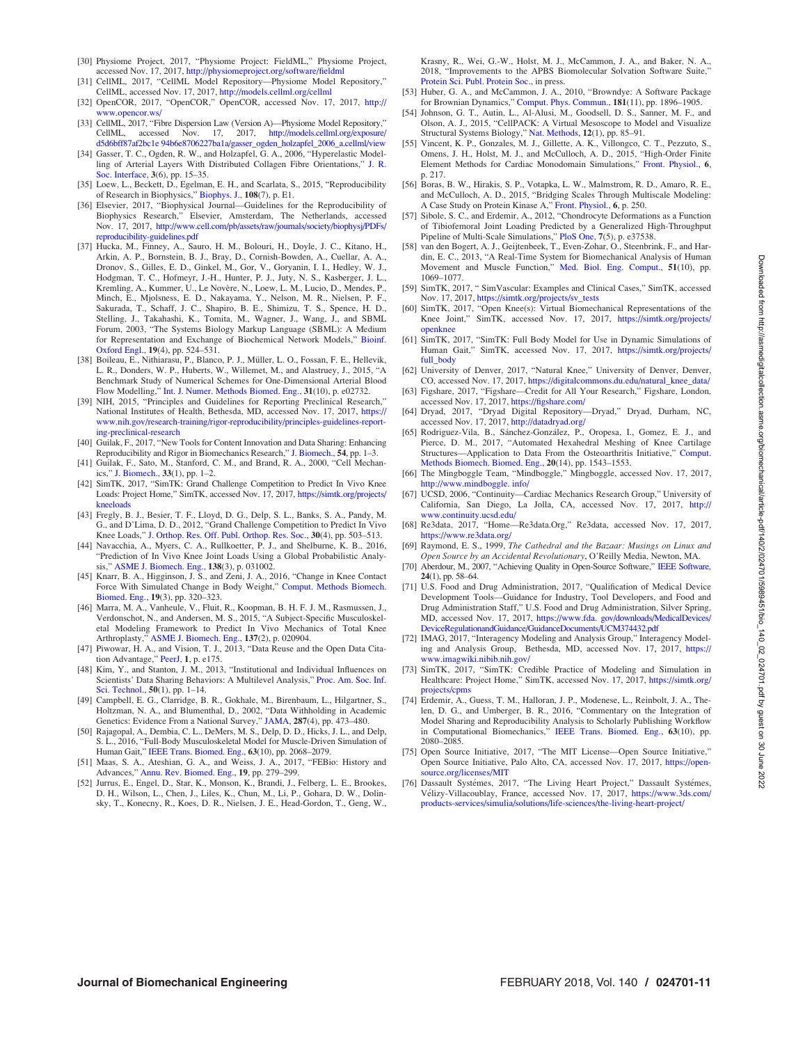[30] Physiome Project, 2017, "Physiome Project: FieldML," Physiome Project, accessed Nov. 17, 2017, http://physiomeproject.org/software/fieldml

[31] CellML, 2017, "CellML Model Repository—Physiome Model Repository," CellML, accessed Nov. 17, 2017, http://models.cellml.org/cellml

[32] OpenCOR, 2017, "OpenCOR," OpenCOR, accessed Nov. 17, 2017, http://www.opencor.ws/

[33] CellML, 2017, "Fibre Dispersion Law (Version A)—Physiome Model Repository," CellML, accessed Nov. 17, 2017, http://models.cellml.org/exposure/d5d6bff87af2bc1e94b6e8706227ba1a/gasser_ogden_holzapfel_2006_a.cellml/view

[34] Gasser, T. C., Ogden, R. W., and Holzapfel, G. A., 2006, "Hyperelastic Modelling of Arterial Layers With Distributed Collagen Fibre Orientations," J. R. Soc. Interface, **3**(6), pp. 15–35.

[35] Loew, L., Beckett, D., Egelman, E. H., and Scarlata, S., 2015, "Reproducibility of Research in Biophysics," Biophys. J., **108**(7), p. E1.

[36] Elsevier, 2017, "Biophysical Journal—Guidelines for the Reproducibility of Biophysics Research," Elsevier, Amsterdam, The Netherlands, accessed Nov. 17, 2017, http://www.cell.com/pb/assets/raw/journals/society/biophysj/PDFs/reproducibility-guidelines.pdf

[37] Hucka, M., Finney, A., Sauro, H. M., Bolouri, H., Doyle, J. C., Kitano, H., Arkin, A. P., Bornstein, B. J., Bray, D., Cornish-Bowden, A., Cuellar, A. A., Dronov, S., Gilles, E. D., Ginkel, M., Gor, V., Goryanin, I. I., Hedley, W. J., Hodgman, T. C., Hofmeyr, J.-H., Hunter, P. J., Juty, N. S., Kasberger, J. L., Kremling, A., Kummer, U., Le Novère, N., Loew, L. M., Lucio, D., Mendes, P., Minch, E., Mjolsness, E. D., Nakayama, Y., Nelson, M. R., Nielsen, P. F., Sakurada, T., Schaff, J. C., Shapiro, B. E., Shimizu, T. S., Spence, H. D., Stelling, J., Takahashi, K., Tomita, M., Wagner, J., Wang, J., and SBML Forum, 2003, "The Systems Biology Markup Language (SBML): A Medium for Representation and Exchange of Biochemical Network Models," Bioinf. Oxford Engl., **19**(4), pp. 524–531.

[38] Boileau, E., Nithiarasu, P., Blanco, P. J., Müller, L. O., Fossan, F. E., Hellevik, L. R., Donders, W. P., Huberts, W., Willemet, M., and Alastruey, J., 2015, "A Benchmark Study of Numerical Schemes for One-Dimensional Arterial Blood Flow Modelling," Int. J. Numer. Methods Biomed. Eng., **31**(10), p. e02732.

[39] NIH, 2015, "Principles and Guidelines for Reporting Preclinical Research," National Institutes of Health, Bethesda, MD, accessed Nov. 17, 2017, https://www.nih.gov/research-training/rigor-reproducibility/principles-guidelines-reporting-preclinical-research

[40] Guilak, F., 2017, "New Tools for Content Innovation and Data Sharing: Enhancing Reproducibility and Rigor in Biomechanics Research," J. Biomech., **54**, pp. 1–3.

[41] Guilak, F., Sato, M., Stanford, C. M., and Brand, R. A., 2000, "Cell Mechanics," J. Biomech., **33**(1), pp. 1–2.

[42] SimTK, 2017, "SimTK: Grand Challenge Competition to Predict In Vivo Knee Loads: Project Home," SimTK, accessed Nov. 17, 2017, https://simtk.org/projects/kneeloads

[43] Fregly, B. J., Besier, T. F., Lloyd, D. G., Delp, S. L., Banks, S. A., Pandy, M. G., and D'Lima, D. D., 2012, "Grand Challenge Competition to Predict In Vivo Knee Loads," J. Orthop. Res. Off. Publ. Orthop. Res. Soc., **30**(4), pp. 503–513.

[44] Navacchia, A., Myers, C. A., Rullkoetter, P. J., and Shelburne, K. B., 2016, "Prediction of In Vivo Knee Joint Loads Using a Global Probabilistic Analysis," ASME J. Biomech. Eng., **138**(3), p. 031002.

[45] Knarr, B. A., Higginson, J. S., and Zeni, J. A., 2016, "Change in Knee Contact Force With Simulated Change in Body Weight," Comput. Methods Biomech. Biomed. Eng., **19**(3), pp. 320–323.

[46] Marra, M. A., Vanheule, V., Fluit, R., Koopman, B. H. F. J. M., Rasmussen, J., Verdonschot, N., and Andersen, M. S., 2015, "A Subject-Specific Musculoskeletal Modeling Framework to Predict In Vivo Mechanics of Total Knee Arthroplasty," ASME J. Biomech. Eng., **137**(2), p. 020904.

[47] Piwowar, H. A., and Vision, T. J., 2013, "Data Reuse and the Open Data Citation Advantage," PeerJ, **1**, p. e175.

[48] Kim, Y., and Stanton, J. M., 2013, "Institutional and Individual Influences on Scientists' Data Sharing Behaviors: A Multilevel Analysis," Proc. Am. Soc. Inf. Sci. Technol., **50**(1), pp. 1–14.

[49] Campbell, E. G., Clarridge, B. R., Gokhale, M., Birenbaum, L., Hilgartner, S., Holtzman, N. A., and Blumenthal, D., 2002, "Data Withholding in Academic Genetics: Evidence From a National Survey," JAMA, **287**(4), pp. 473–480.

[50] Rajagopal, A., Dembia, C. L., DeMers, M. S., Delp, D. D., Hicks, J. L., and Delp, S. L., 2016, "Full-Body Musculoskeletal Model for Muscle-Driven Simulation of Human Gait," IEEE Trans. Biomed. Eng., **63**(10), pp. 2068–2079.

[51] Maas, S. A., Ateshian, G. A., and Weiss, J. A., 2017, "FEBio: History and Advances," Annu. Rev. Biomed. Eng., **19**, pp. 279–299.

[52] Jurrus, E., Engel, D., Star, K., Monson, K., Brandi, J., Felberg, L. E., Brookes, D. H., Wilson, L., Chen, J., Liles, K., Chun, M., Li, P., Gohara, D. W., Dolinsky, T., Konecny, R., Koes, D. R., Nielsen, J. E., Head-Gordon, T., Geng, W., Krasny, R., Wei, G.-W., Holst, M. J., McCammon, J. A., and Baker, N. A., 2018, "Improvements to the APBS Biomolecular Solvation Software Suite," Protein Sci. Publ. Protein Soc., in press.

[53] Huber, G. A., and McCammon, J. A., 2010, "Browndye: A Software Package for Brownian Dynamics," Comput. Phys. Commun., **181**(11), pp. 1896–1905.

[54] Johnson, G. T., Autin, L., Al-Alusi, M., Goodsell, D. S., Sanner, M. F., and Olson, A. J., 2015, "CellPACK: A Virtual Mesoscope to Model and Visualize Structural Systems Biology," Nat. Methods, **12**(1), pp. 85–91.

[55] Vincent, K. P., Gonzales, M. J., Gillette, A. K., Villongco, C. T., Pezzuto, S., Omens, J. H., Holst, M. J., and McCulloch, A. D., 2015, "High-Order Finite Element Methods for Cardiac Monodomain Simulations," Front. Physiol., **6**, p. 217.

[56] Boras, B. W., Hirakis, S. P., Votapka, L. W., Malmstrom, R. D., Amaro, R. E., and McCulloch, A. D., 2015, "Bridging Scales Through Multiscale Modeling: A Case Study on Protein Kinase A," Front. Physiol., **6**, p. 250.

[57] Sibole, S. C., and Erdemir, A., 2012, "Chondrocyte Deformations as a Function of Tibiofemoral Joint Loading Predicted by a Generalized High-Throughput Pipeline of Multi-Scale Simulations," PloS One, **7**(5), p. e37538.

[58] van den Bogert, A. J., Geijtenbeek, T., Even-Zohar, O., Steenbrink, F., and Hardin, E. C., 2013, "A Real-Time System for Biomechanical Analysis of Human Movement and Muscle Function," Med. Biol. Eng. Comput., **51**(10), pp. 1069–1077.

[59] SimTK, 2017, " SimVascular: Examples and Clinical Cases," SimTK, accessed Nov. 17, 2017, https://simtk.org/projects/sv_tests

[60] SimTK, 2017, "Open Knee(s): Virtual Biomechanical Representations of the Knee Joint," SimTK, accessed Nov. 17, 2017, https://simtk.org/projects/openknee

[61] SimTK, 2017, "SimTK: Full Body Model for Use in Dynamic Simulations of Human Gait," SimTK, accessed Nov. 17, 2017, https://simtk.org/projects/full_body

[62] University of Denver, 2017, "Natural Knee," University of Denver, Denver, CO, accessed Nov. 17, 2017, https://digitalcommons.du.edu/natural_knee_data/

[63] Figshare, 2017, "Figshare—Credit for All Your Research," Figshare, London, accessed Nov. 17, 2017, https://figshare.com/

[64] Dryad, 2017, "Dryad Digital Repository—Dryad," Dryad, Durham, NC, accessed Nov. 17, 2017, http://datadryad.org/

[65] Rodriguez-Vila, B., Sánchez-González, P., Oropesa, I., Gomez, E. J., and Pierce, D. M., 2017, "Automated Hexahedral Meshing of Knee Cartilage Structures—Application to Data From the Osteoarthritis Initiative," Comput. Methods Biomech. Biomed. Eng., **20**(14), pp. 1543–1553.

[66] The Mingboggle Team, "Mindboggle," Mingboggle, accessed Nov. 17, 2017, http://www.mindboggle. info/

[67] UCSD, 2006, "Continuity—Cardiac Mechanics Research Group," University of California, San Diego, La Jolla, CA, accessed Nov. 17, 2017, http://www.continuity.ucsd.edu/

[68] Re3data, 2017, "Home—Re3data.Org," Re3data, accessed Nov. 17, 2017, https://www.re3data.org/

[69] Raymond, E. S., 1999, *The Cathedral and the Bazaar: Musings on Linux and Open Source by an Accidental Revolutionary*, O'Reilly Media, Newton, MA.

[70] Aberdour, M., 2007, "Achieving Quality in Open-Source Software," IEEE Software, **24**(1), pp. 58–64.

[71] U.S. Food and Drug Administration, 2017, "Qualification of Medical Device Development Tools—Guidance for Industry, Tool Developers, and Food and Drug Administration Staff," U.S. Food and Drug Administration, Silver Spring, MD, accessed Nov. 17, 2017, https://www.fda. gov/downloads/MedicalDevices/DeviceRegulationandGuidance/GuidanceDocuments/UCM374432.pdf

[72] IMAG, 2017, "Interagency Modeling and Analysis Group," Interagency Modeling and Analysis Group, Bethesda, MD, accessed Nov. 17, 2017, https://www.imagwiki.nibib.nih.gov/

[73] SimTK, 2017, "SimTK: Credible Practice of Modeling and Simulation in Healthcare: Project Home," SimTK, accessed Nov. 17, 2017, https://simtk.org/projects/cpms

[74] Erdemir, A., Guess, T. M., Halloran, J. P., Modenese, L., Reinbolt, J. A., Thelen, D. G., and Umberger, B. R., 2016, "Commentary on the Integration of Model Sharing and Reproducibility Analysis to Scholarly Publishing Workflow in Computational Biomechanics," IEEE Trans. Biomed. Eng., **63**(10), pp. 2080–2085.

[75] Open Source Initiative, 2017, "The MIT License—Open Source Initiative," Open Source Initiative, Palo Alto, CA, accessed Nov. 17, 2017, https://opensource.org/licenses/MIT

[76] Dassault Systémes, 2017, "The Living Heart Project," Dassault Systémes, Vélizy-Villacoublay, France, accessed Nov. 17, 2017, https://www.3ds.com/products-services/simulia/solutions/life-sciences/the-living-heart-project/